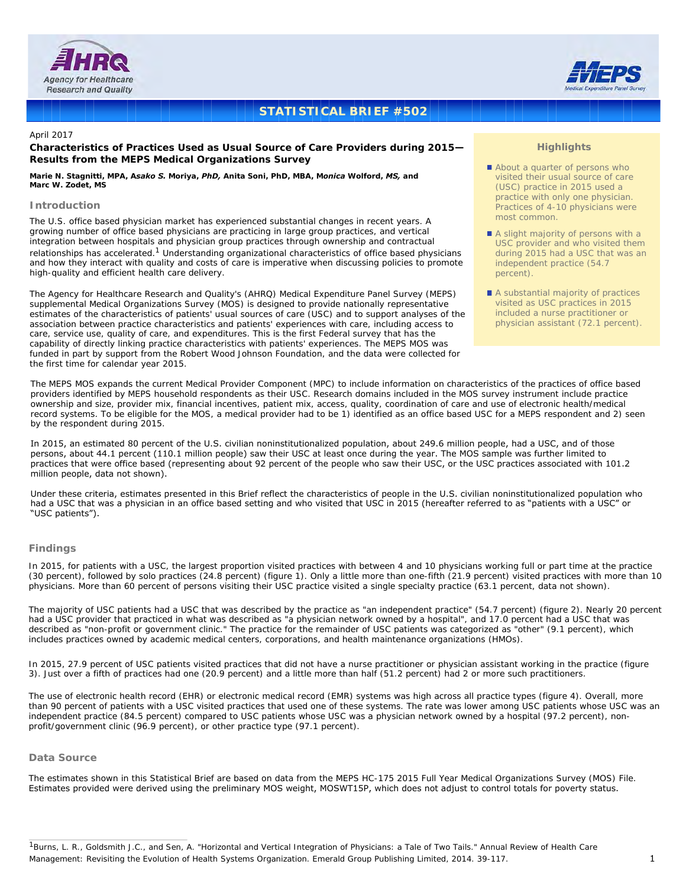AHRQ Agency for Healthcare Research and Quality

MEPS Medical Expenditure Panel Survey

**STATISTICAL BRIEF #502**

April 2017

## Characteristics of Practices Used as Usual Source of Care Providers during 2015—Results from the MEPS Medical Organizations Survey

**Marie N. Stagnitti, MPA, Asako S. Moriya, PhD, Anita Soni, PhD, MBA, Monica Wolford, MS, and Marc W. Zodet, MS**

### Highlights

- About a quarter of persons who visited their usual source of care (USC) practice in 2015 used a practice with only one physician. Practices of 4-10 physicians were most common.
- A slight majority of persons with a USC provider and who visited them during 2015 had a USC that was an independent practice (54.7 percent).
- A substantial majority of practices visited as USC practices in 2015 included a nurse practitioner or physician assistant (72.1 percent).

### Introduction

The U.S. office based physician market has experienced substantial changes in recent years. A growing number of office based physicians are practicing in large group practices, and vertical integration between hospitals and physician group practices through ownership and contractual relationships has accelerated.[1] Understanding organizational characteristics of office based physicians and how they interact with quality and costs of care is imperative when discussing policies to promote high-quality and efficient health care delivery.

The Agency for Healthcare Research and Quality's (AHRQ) Medical Expenditure Panel Survey (MEPS) supplemental Medical Organizations Survey (MOS) is designed to provide nationally representative estimates of the characteristics of patients' usual sources of care (USC) and to support analyses of the association between practice characteristics and patients' experiences with care, including access to care, service use, quality of care, and expenditures. This is the first Federal survey that has the capability of directly linking practice characteristics with patients' experiences. The MEPS MOS was funded in part by support from the Robert Wood Johnson Foundation, and the data were collected for the first time for calendar year 2015.

The MEPS MOS expands the current Medical Provider Component (MPC) to include information on characteristics of the practices of office based providers identified by MEPS household respondents as their USC. Research domains included in the MOS survey instrument include practice ownership and size, provider mix, financial incentives, patient mix, access, quality, coordination of care and use of electronic health/medical record systems. To be eligible for the MOS, a medical provider had to be 1) identified as an office based USC for a MEPS respondent and 2) seen by the respondent during 2015.

In 2015, an estimated 80 percent of the U.S. civilian noninstitutionalized population, about 249.6 million people, had a USC, and of those persons, about 44.1 percent (110.1 million people) saw their USC at least once during the year. The MOS sample was further limited to practices that were office based (representing about 92 percent of the people who saw their USC, or the USC practices associated with 101.2 million people, data not shown).

Under these criteria, estimates presented in this Brief reflect the characteristics of people in the U.S. civilian noninstitutionalized population who had a USC that was a physician in an office based setting and who visited that USC in 2015 (hereafter referred to as "patients with a USC" or "USC patients").

### Findings

In 2015, for patients with a USC, the largest proportion visited practices with between 4 and 10 physicians working full or part time at the practice (30 percent), followed by solo practices (24.8 percent) (figure 1). Only a little more than one-fifth (21.9 percent) visited practices with more than 10 physicians. More than 60 percent of persons visiting their USC practice visited a single specialty practice (63.1 percent, data not shown).

The majority of USC patients had a USC that was described by the practice as "an independent practice" (54.7 percent) (figure 2). Nearly 20 percent had a USC provider that practiced in what was described as "a physician network owned by a hospital", and 17.0 percent had a USC that was described as "non-profit or government clinic." The practice for the remainder of USC patients was categorized as "other" (9.1 percent), which includes practices owned by academic medical centers, corporations, and health maintenance organizations (HMOs).

In 2015, 27.9 percent of USC patients visited practices that did not have a nurse practitioner or physician assistant working in the practice (figure 3). Just over a fifth of practices had one (20.9 percent) and a little more than half (51.2 percent) had 2 or more such practitioners.

The use of electronic health record (EHR) or electronic medical record (EMR) systems was high across all practice types (figure 4). Overall, more than 90 percent of patients with a USC visited practices that used one of these systems. The rate was lower among USC patients whose USC was an independent practice (84.5 percent) compared to USC patients whose USC was a physician network owned by a hospital (97.2 percent), non-profit/government clinic (96.9 percent), or other practice type (97.1 percent).

### Data Source

The estimates shown in this Statistical Brief are based on data from the MEPS HC-175 2015 Full Year Medical Organizations Survey (MOS) File. Estimates provided were derived using the preliminary MOS weight, MOSWT15P, which does not adjust to control totals for poverty status.

---

[1] Burns, L. R., Goldsmith J.C., and Sen, A. "Horizontal and Vertical Integration of Physicians: a Tale of Two Tails." Annual Review of Health Care Management: Revisiting the Evolution of Health Systems Organization. Emerald Group Publishing Limited, 2014. 39-117.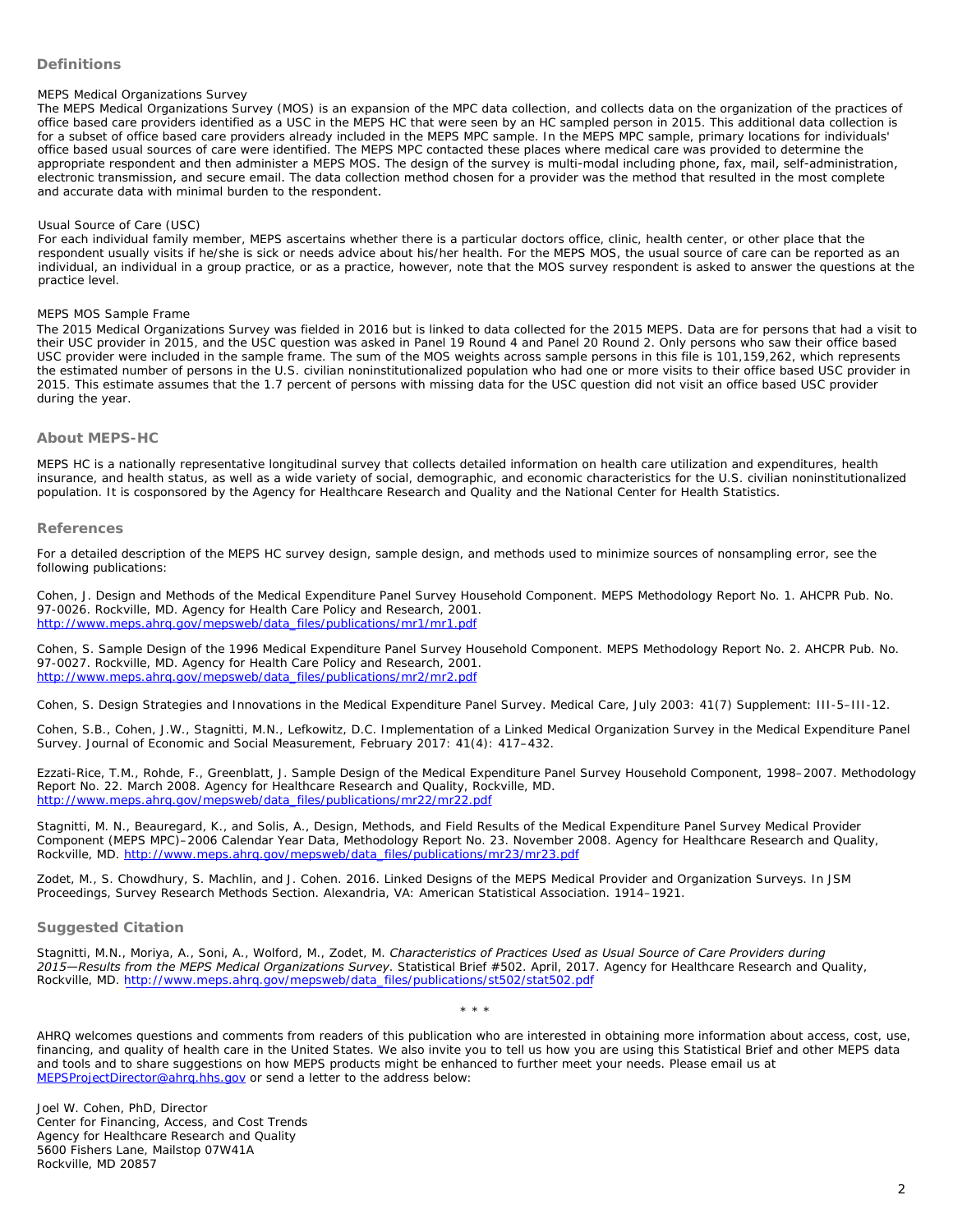## Definitions

### MEPS Medical Organizations Survey

The MEPS Medical Organizations Survey (MOS) is an expansion of the MPC data collection, and collects data on the organization of the practices of office based care providers identified as a USC in the MEPS HC that were seen by an HC sampled person in 2015. This additional data collection is for a subset of office based care providers already included in the MEPS MPC sample. In the MEPS MPC sample, primary locations for individuals' office based usual sources of care were identified. The MEPS MPC contacted these places where medical care was provided to determine the appropriate respondent and then administer a MEPS MOS. The design of the survey is multi-modal including phone, fax, mail, self-administration, electronic transmission, and secure email. The data collection method chosen for a provider was the method that resulted in the most complete and accurate data with minimal burden to the respondent.

### Usual Source of Care (USC)

For each individual family member, MEPS ascertains whether there is a particular doctors office, clinic, health center, or other place that the respondent usually visits if he/she is sick or needs advice about his/her health. For the MEPS MOS, the usual source of care can be reported as an individual, an individual in a group practice, or as a practice, however, note that the MOS survey respondent is asked to answer the questions at the practice level.

### MEPS MOS Sample Frame

The 2015 Medical Organizations Survey was fielded in 2016 but is linked to data collected for the 2015 MEPS. Data are for persons that had a visit to their USC provider in 2015, and the USC question was asked in Panel 19 Round 4 and Panel 20 Round 2. Only persons who saw their office based USC provider were included in the sample frame. The sum of the MOS weights across sample persons in this file is 101,159,262, which represents the estimated number of persons in the U.S. civilian noninstitutionalized population who had one or more visits to their office based USC provider in 2015. This estimate assumes that the 1.7 percent of persons with missing data for the USC question did not visit an office based USC provider during the year.

## About MEPS-HC

MEPS HC is a nationally representative longitudinal survey that collects detailed information on health care utilization and expenditures, health insurance, and health status, as well as a wide variety of social, demographic, and economic characteristics for the U.S. civilian noninstitutionalized population. It is cosponsored by the Agency for Healthcare Research and Quality and the National Center for Health Statistics.

## References

For a detailed description of the MEPS HC survey design, sample design, and methods used to minimize sources of nonsampling error, see the following publications:

Cohen, J. Design and Methods of the Medical Expenditure Panel Survey Household Component. MEPS Methodology Report No. 1. AHCPR Pub. No. 97-0026. Rockville, MD. Agency for Health Care Policy and Research, 2001. http://www.meps.ahrq.gov/mepsweb/data_files/publications/mr1/mr1.pdf

Cohen, S. Sample Design of the 1996 Medical Expenditure Panel Survey Household Component. MEPS Methodology Report No. 2. AHCPR Pub. No. 97-0027. Rockville, MD. Agency for Health Care Policy and Research, 2001. http://www.meps.ahrq.gov/mepsweb/data_files/publications/mr2/mr2.pdf

Cohen, S. Design Strategies and Innovations in the Medical Expenditure Panel Survey. Medical Care, July 2003: 41(7) Supplement: III-5–III-12.

Cohen, S.B., Cohen, J.W., Stagnitti, M.N., Lefkowitz, D.C. Implementation of a Linked Medical Organization Survey in the Medical Expenditure Panel Survey. Journal of Economic and Social Measurement, February 2017: 41(4): 417–432.

Ezzati-Rice, T.M., Rohde, F., Greenblatt, J. Sample Design of the Medical Expenditure Panel Survey Household Component, 1998–2007. Methodology Report No. 22. March 2008. Agency for Healthcare Research and Quality, Rockville, MD. http://www.meps.ahrq.gov/mepsweb/data_files/publications/mr22/mr22.pdf

Stagnitti, M. N., Beauregard, K., and Solis, A., Design, Methods, and Field Results of the Medical Expenditure Panel Survey Medical Provider Component (MEPS MPC)–2006 Calendar Year Data, Methodology Report No. 23. November 2008. Agency for Healthcare Research and Quality, Rockville, MD. http://www.meps.ahrq.gov/mepsweb/data_files/publications/mr23/mr23.pdf

Zodet, M., S. Chowdhury, S. Machlin, and J. Cohen. 2016. Linked Designs of the MEPS Medical Provider and Organization Surveys. In JSM Proceedings, Survey Research Methods Section. Alexandria, VA: American Statistical Association. 1914–1921.

## Suggested Citation

Stagnitti, M.N., Moriya, A., Soni, A., Wolford, M., Zodet, M. *Characteristics of Practices Used as Usual Source of Care Providers during 2015—Results from the MEPS Medical Organizations Survey*. Statistical Brief #502. April, 2017. Agency for Healthcare Research and Quality, Rockville, MD. http://www.meps.ahrq.gov/mepsweb/data_files/publications/st502/stat502.pdf

\* \* \*

AHRQ welcomes questions and comments from readers of this publication who are interested in obtaining more information about access, cost, use, financing, and quality of health care in the United States. We also invite you to tell us how you are using this Statistical Brief and other MEPS data and tools and to share suggestions on how MEPS products might be enhanced to further meet your needs. Please email us at MEPSProjectDirector@ahrq.hhs.gov or send a letter to the address below:

Joel W. Cohen, PhD, Director
Center for Financing, Access, and Cost Trends
Agency for Healthcare Research and Quality
5600 Fishers Lane, Mailstop 07W41A
Rockville, MD 20857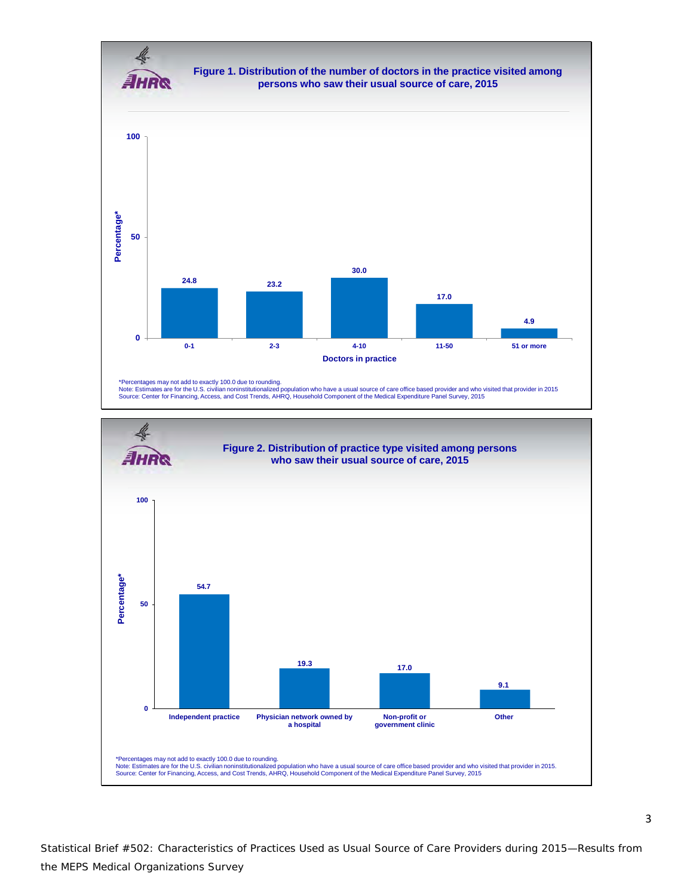**Figure 1. Distribution of the number of doctors in the practice visited among persons who saw their usual source of care, 2015**

| Doctors in practice | Percentage* |
|---|---|
| 0-1 | 24.8 |
| 2-3 | 23.2 |
| 4-10 | 30.0 |
| 11-50 | 17.0 |
| 51 or more | 4.9 |

*Percentages may not add to exactly 100.0 due to rounding.
Note: Estimates are for the U.S. civilian noninstitutionalized population who have a usual source of care office based provider and who visited that provider in 2015
Source: Center for Financing, Access, and Cost Trends, AHRQ, Household Component of the Medical Expenditure Panel Survey, 2015

**Figure 2. Distribution of practice type visited among persons who saw their usual source of care, 2015**

| Practice type | Percentage* |
|---|---|
| Independent practice | 54.7 |
| Physician network owned by a hospital | 19.3 |
| Non-profit or government clinic | 17.0 |
| Other | 9.1 |

*Percentages may not add to exactly 100.0 due to rounding.
Note: Estimates are for the U.S. civilian noninstitutionalized population who have a usual source of care office based provider and who visited that provider in 2015.
Source: Center for Financing, Access, and Cost Trends, AHRQ, Household Component of the Medical Expenditure Panel Survey, 2015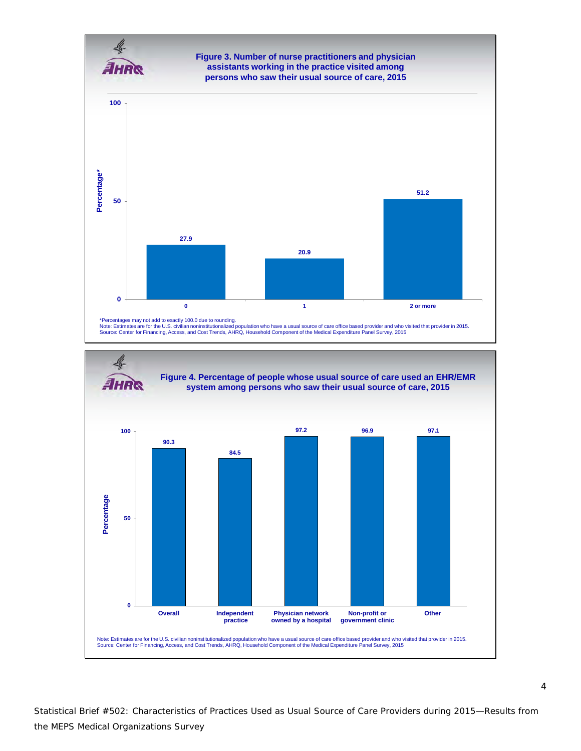**Figure 3. Number of nurse practitioners and physician assistants working in the practice visited among persons who saw their usual source of care, 2015**

Percentage*

100

50

0

27.9

20.9

51.2

0

1

2 or more

*Percentages may not add to exactly 100.0 due to rounding.
Note: Estimates are for the U.S. civilian noninstitutionalized population who have a usual source of care office based provider and who visited that provider in 2015.
Source: Center for Financing, Access, and Cost Trends, AHRQ, Household Component of the Medical Expenditure Panel Survey, 2015

**Figure 4. Percentage of people whose usual source of care used an EHR/EMR system among persons who saw their usual source of care, 2015**

Percentage

100

50

0

90.3

84.5

97.2

96.9

97.1

Overall

Independent practice

Physician network owned by a hospital

Non-profit or government clinic

Other

Note: Estimates are for the U.S. civilian noninstitutionalized population who have a usual source of care office based provider and who visited that provider in 2015.
Source: Center for Financing, Access, and Cost Trends, AHRQ, Household Component of the Medical Expenditure Panel Survey, 2015